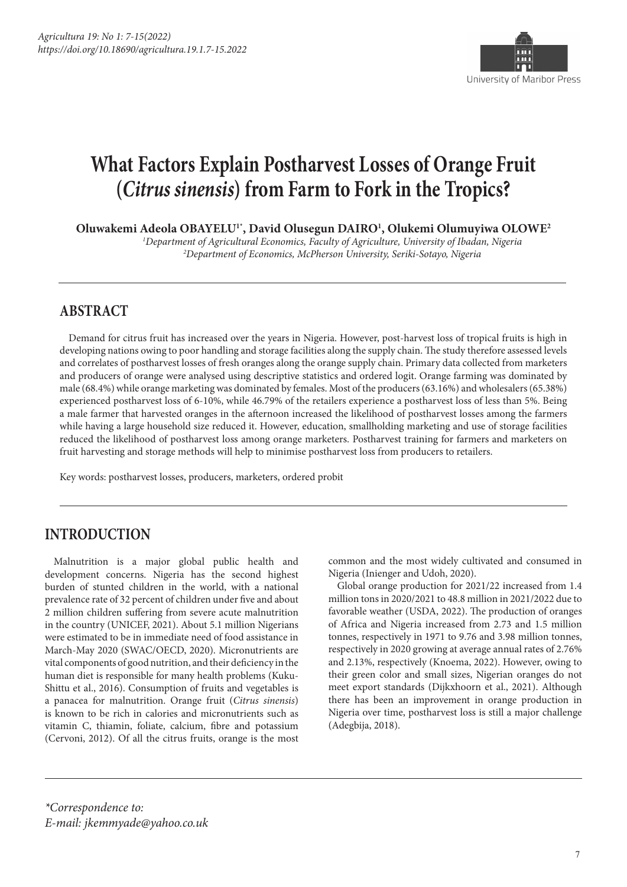# What Factors Explain Postharvest Losses of Orange Fruit (*Citrus sinensis*) from Farm to Fork in the Tropics?

**Oluwakemi Adeola OBAYELU[1*], David Olusegun DAIRO[1], Olukemi Olumuyiwa OLOWE[2]**

[1]*Department of Agricultural Economics, Faculty of Agriculture, University of Ibadan, Nigeria*
[2]*Department of Economics, McPherson University, Seriki-Sotayo, Nigeria*

## ABSTRACT

Demand for citrus fruit has increased over the years in Nigeria. However, post-harvest loss of tropical fruits is high in developing nations owing to poor handling and storage facilities along the supply chain. The study therefore assessed levels and correlates of postharvest losses of fresh oranges along the orange supply chain. Primary data collected from marketers and producers of orange were analysed using descriptive statistics and ordered logit. Orange farming was dominated by male (68.4%) while orange marketing was dominated by females. Most of the producers (63.16%) and wholesalers (65.38%) experienced postharvest loss of 6-10%, while 46.79% of the retailers experience a postharvest loss of less than 5%. Being a male farmer that harvested oranges in the afternoon increased the likelihood of postharvest losses among the farmers while having a large household size reduced it. However, education, smallholding marketing and use of storage facilities reduced the likelihood of postharvest loss among orange marketers. Postharvest training for farmers and marketers on fruit harvesting and storage methods will help to minimise postharvest loss from producers to retailers.

Key words: postharvest losses, producers, marketers, ordered probit

## INTRODUCTION

Malnutrition is a major global public health and development concerns. Nigeria has the second highest burden of stunted children in the world, with a national prevalence rate of 32 percent of children under five and about 2 million children suffering from severe acute malnutrition in the country (UNICEF, 2021). About 5.1 million Nigerians were estimated to be in immediate need of food assistance in March-May 2020 (SWAC/OECD, 2020). Micronutrients are vital components of good nutrition, and their deficiency in the human diet is responsible for many health problems (Kuku-Shittu et al., 2016). Consumption of fruits and vegetables is a panacea for malnutrition. Orange fruit (*Citrus sinensis*) is known to be rich in calories and micronutrients such as vitamin C, thiamin, foliate, calcium, fibre and potassium (Cervoni, 2012). Of all the citrus fruits, orange is the most common and the most widely cultivated and consumed in Nigeria (Inienger and Udoh, 2020).

Global orange production for 2021/22 increased from 1.4 million tons in 2020/2021 to 48.8 million in 2021/2022 due to favorable weather (USDA, 2022). The production of oranges of Africa and Nigeria increased from 2.73 and 1.5 million tonnes, respectively in 1971 to 9.76 and 3.98 million tonnes, respectively in 2020 growing at average annual rates of 2.76% and 2.13%, respectively (Knoema, 2022). However, owing to their green color and small sizes, Nigerian oranges do not meet export standards (Dijkxhoorn et al., 2021). Although there has been an improvement in orange production in Nigeria over time, postharvest loss is still a major challenge (Adegbija, 2018).

*\*Correspondence to:*
*E-mail: jkemmyade@yahoo.co.uk*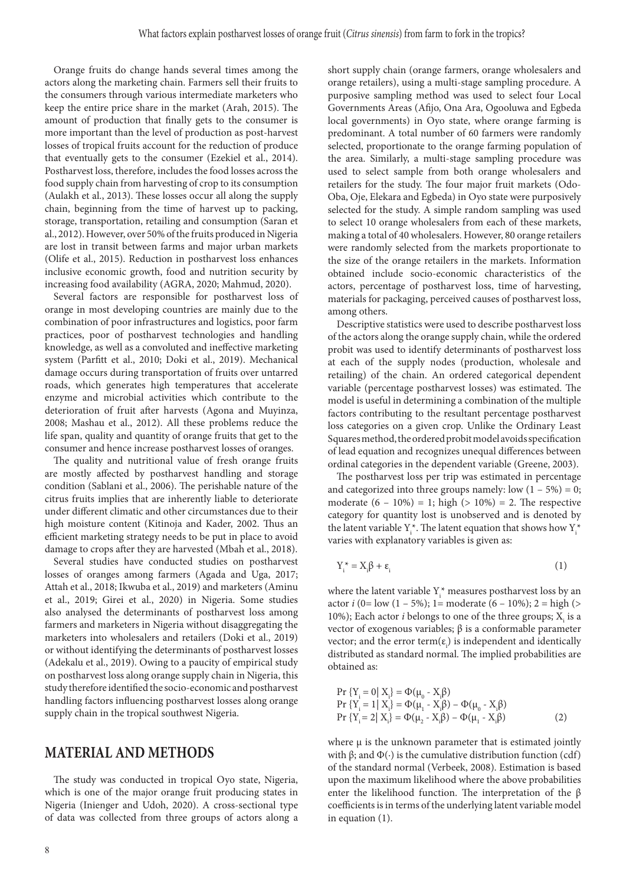Orange fruits do change hands several times among the actors along the marketing chain. Farmers sell their fruits to the consumers through various intermediate marketers who keep the entire price share in the market (Arah, 2015). The amount of production that finally gets to the consumer is more important than the level of production as post-harvest losses of tropical fruits account for the reduction of produce that eventually gets to the consumer (Ezekiel et al., 2014). Postharvest loss, therefore, includes the food losses across the food supply chain from harvesting of crop to its consumption (Aulakh et al., 2013). These losses occur all along the supply chain, beginning from the time of harvest up to packing, storage, transportation, retailing and consumption (Saran et al., 2012). However, over 50% of the fruits produced in Nigeria are lost in transit between farms and major urban markets (Olife et al., 2015). Reduction in postharvest loss enhances inclusive economic growth, food and nutrition security by increasing food availability (AGRA, 2020; Mahmud, 2020).

Several factors are responsible for postharvest loss of orange in most developing countries are mainly due to the combination of poor infrastructures and logistics, poor farm practices, poor of postharvest technologies and handling knowledge, as well as a convoluted and ineffective marketing system (Parfitt et al., 2010; Doki et al., 2019). Mechanical damage occurs during transportation of fruits over untarred roads, which generates high temperatures that accelerate enzyme and microbial activities which contribute to the deterioration of fruit after harvests (Agona and Muyinza, 2008; Mashau et al., 2012). All these problems reduce the life span, quality and quantity of orange fruits that get to the consumer and hence increase postharvest losses of oranges.

The quality and nutritional value of fresh orange fruits are mostly affected by postharvest handling and storage condition (Sablani et al., 2006). The perishable nature of the citrus fruits implies that are inherently liable to deteriorate under different climatic and other circumstances due to their high moisture content (Kitinoja and Kader, 2002. Thus an efficient marketing strategy needs to be put in place to avoid damage to crops after they are harvested (Mbah et al., 2018).

Several studies have conducted studies on postharvest losses of oranges among farmers (Agada and Uga, 2017; Attah et al., 2018; Ikwuba et al., 2019) and marketers (Aminu et al., 2019; Girei et al., 2020) in Nigeria. Some studies also analysed the determinants of postharvest loss among farmers and marketers in Nigeria without disaggregating the marketers into wholesalers and retailers (Doki et al., 2019) or without identifying the determinants of postharvest losses (Adekalu et al., 2019). Owing to a paucity of empirical study on postharvest loss along orange supply chain in Nigeria, this study therefore identified the socio-economic and postharvest handling factors influencing postharvest losses along orange supply chain in the tropical southwest Nigeria.

## MATERIAL AND METHODS

The study was conducted in tropical Oyo state, Nigeria, which is one of the major orange fruit producing states in Nigeria (Inienger and Udoh, 2020). A cross-sectional type of data was collected from three groups of actors along a short supply chain (orange farmers, orange wholesalers and orange retailers), using a multi-stage sampling procedure. A purposive sampling method was used to select four Local Governments Areas (Afijo, Ona Ara, Ogooluwa and Egbeda local governments) in Oyo state, where orange farming is predominant. A total number of 60 farmers were randomly selected, proportionate to the orange farming population of the area. Similarly, a multi-stage sampling procedure was used to select sample from both orange wholesalers and retailers for the study. The four major fruit markets (Odo-Oba, Oje, Elekara and Egbeda) in Oyo state were purposively selected for the study. A simple random sampling was used to select 10 orange wholesalers from each of these markets, making a total of 40 wholesalers. However, 80 orange retailers were randomly selected from the markets proportionate to the size of the orange retailers in the markets. Information obtained include socio-economic characteristics of the actors, percentage of postharvest loss, time of harvesting, materials for packaging, perceived causes of postharvest loss, among others.

Descriptive statistics were used to describe postharvest loss of the actors along the orange supply chain, while the ordered probit was used to identify determinants of postharvest loss at each of the supply nodes (production, wholesale and retailing) of the chain. An ordered categorical dependent variable (percentage postharvest losses) was estimated. The model is useful in determining a combination of the multiple factors contributing to the resultant percentage postharvest loss categories on a given crop. Unlike the Ordinary Least Squares method, the ordered probit model avoids specification of lead equation and recognizes unequal differences between ordinal categories in the dependent variable (Greene, 2003).

The postharvest loss per trip was estimated in percentage and categorized into three groups namely: low (1 – 5%) = 0; moderate (6 – 10%) = 1; high (> 10%) = 2. The respective category for quantity lost is unobserved and is denoted by the latent variable $Y_i^*$. The latent equation that shows how $Y_i^*$ varies with explanatory variables is given as:

$$Y_i^* = X_i\beta + \varepsilon_i \tag{1}$$

where the latent variable $Y_i^*$ measures postharvest loss by an actor $i$ (0= low (1 – 5%); 1= moderate (6 – 10%); 2 = high (> 10%); Each actor $i$ belongs to one of the three groups; $X_i$ is a vector of exogenous variables; β is a conformable parameter vector; and the error term($\varepsilon_i$) is independent and identically distributed as standard normal. The implied probabilities are obtained as:

$$\begin{aligned}
\Pr\{Y_i = 0 | X_i\} &= \Phi(\mu_0 - X_i\beta) \\
\Pr\{Y_i = 1 | X_i\} &= \Phi(\mu_1 - X_i\beta) - \Phi(\mu_0 - X_i\beta) \\
\Pr\{Y_i = 2 | X_i\} &= \Phi(\mu_2 - X_i\beta) - \Phi(\mu_1 - X_i\beta)
\end{aligned} \tag{2}$$

where μ is the unknown parameter that is estimated jointly with β; and Φ(·) is the cumulative distribution function (cdf) of the standard normal (Verbeek, 2008). Estimation is based upon the maximum likelihood where the above probabilities enter the likelihood function. The interpretation of the β coefficients is in terms of the underlying latent variable model in equation (1).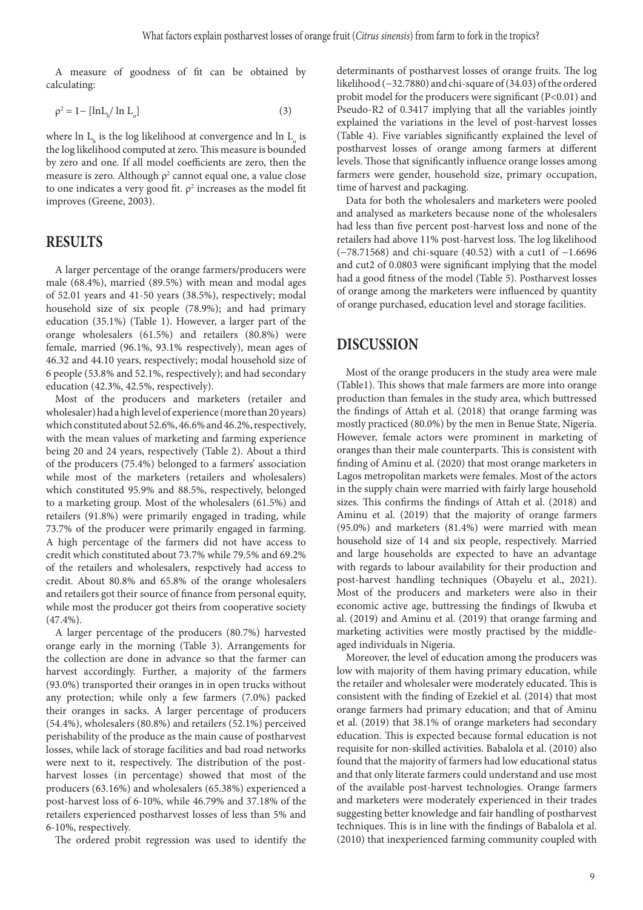A measure of goodness of fit can be obtained by calculating:

$$\rho^2 = 1 - [\ln L_b / \ln L_o] \quad (3)$$

where $\ln L_b$ is the log likelihood at convergence and $\ln L_o$ is the log likelihood computed at zero. This measure is bounded by zero and one. If all model coefficients are zero, then the measure is zero. Although $\rho^2$ cannot equal one, a value close to one indicates a very good fit. $\rho^2$ increases as the model fit improves (Greene, 2003).

## RESULTS

A larger percentage of the orange farmers/producers were male (68.4%), married (89.5%) with mean and modal ages of 52.01 years and 41-50 years (38.5%), respectively; modal household size of six people (78.9%); and had primary education (35.1%) (Table 1). However, a larger part of the orange wholesalers (61.5%) and retailers (80.8%) were female, married (96.1%, 93.1% respectively), mean ages of 46.32 and 44.10 years, respectively; modal household size of 6 people (53.8% and 52.1%, respectively); and had secondary education (42.3%, 42.5%, respectively).

Most of the producers and marketers (retailer and wholesaler) had a high level of experience (more than 20 years) which constituted about 52.6%, 46.6% and 46.2%, respectively, with the mean values of marketing and farming experience being 20 and 24 years, respectively (Table 2). About a third of the producers (75.4%) belonged to a farmers' association while most of the marketers (retailers and wholesalers) which constituted 95.9% and 88.5%, respectively, belonged to a marketing group. Most of the wholesalers (61.5%) and retailers (91.8%) were primarily engaged in trading, while 73.7% of the producer were primarily engaged in farming. A high percentage of the farmers did not have access to credit which constituted about 73.7% while 79.5% and 69.2% of the retailers and wholesalers, respctively had access to credit. About 80.8% and 65.8% of the orange wholesalers and retailers got their source of finance from personal equity, while most the producer got theirs from cooperative society (47.4%).

A larger percentage of the producers (80.7%) harvested orange early in the morning (Table 3). Arrangements for the collection are done in advance so that the farmer can harvest accordingly. Further, a majority of the farmers (93.0%) transported their oranges in in open trucks without any protection; while only a few farmers (7.0%) packed their oranges in sacks. A larger percentage of producers (54.4%), wholesalers (80.8%) and retailers (52.1%) perceived perishability of the produce as the main cause of postharvest losses, while lack of storage facilities and bad road networks were next to it, respectively. The distribution of the post-harvest losses (in percentage) showed that most of the producers (63.16%) and wholesalers (65.38%) experienced a post-harvest loss of 6-10%, while 46.79% and 37.18% of the retailers experienced postharvest losses of less than 5% and 6-10%, respectively.

The ordered probit regression was used to identify the determinants of postharvest losses of orange fruits. The log likelihood (−32.7880) and chi-square of (34.03) of the ordered probit model for the producers were significant ($P<0.01$) and Pseudo-R2 of 0.3417 implying that all the variables jointly explained the variations in the level of post-harvest losses (Table 4). Five variables significantly explained the level of postharvest losses of orange among farmers at different levels. Those that significantly influence orange losses among farmers were gender, household size, primary occupation, time of harvest and packaging.

Data for both the wholesalers and marketers were pooled and analysed as marketers because none of the wholesalers had less than five percent post-harvest loss and none of the retailers had above 11% post-harvest loss. The log likelihood (−78.71568) and chi-square (40.52) with a cut1 of −1.6696 and cut2 of 0.0803 were significant implying that the model had a good fitness of the model (Table 5). Postharvest losses of orange among the marketers were influenced by quantity of orange purchased, education level and storage facilities.

## DISCUSSION

Most of the orange producers in the study area were male (Table1). This shows that male farmers are more into orange production than females in the study area, which buttressed the findings of Attah et al. (2018) that orange farming was mostly practiced (80.0%) by the men in Benue State, Nigeria. However, female actors were prominent in marketing of oranges than their male counterparts. This is consistent with finding of Aminu et al. (2020) that most orange marketers in Lagos metropolitan markets were females. Most of the actors in the supply chain were married with fairly large household sizes. This confirms the findings of Attah et al. (2018) and Aminu et al. (2019) that the majority of orange farmers (95.0%) and marketers (81.4%) were married with mean household size of 14 and six people, respectively. Married and large households are expected to have an advantage with regards to labour availability for their production and post-harvest handling techniques (Obayelu et al., 2021). Most of the producers and marketers were also in their economic active age, buttressing the findings of Ikwuba et al. (2019) and Aminu et al. (2019) that orange farming and marketing activities were mostly practised by the middle-aged individuals in Nigeria.

Moreover, the level of education among the producers was low with majority of them having primary education, while the retailer and wholesaler were moderately educated. This is consistent with the finding of Ezekiel et al. (2014) that most orange farmers had primary education; and that of Aminu et al. (2019) that 38.1% of orange marketers had secondary education. This is expected because formal education is not requisite for non-skilled activities. Babalola et al. (2010) also found that the majority of farmers had low educational status and that only literate farmers could understand and use most of the available post-harvest technologies. Orange farmers and marketers were moderately experienced in their trades suggesting better knowledge and fair handling of postharvest techniques. This is in line with the findings of Babalola et al. (2010) that inexperienced farming community coupled with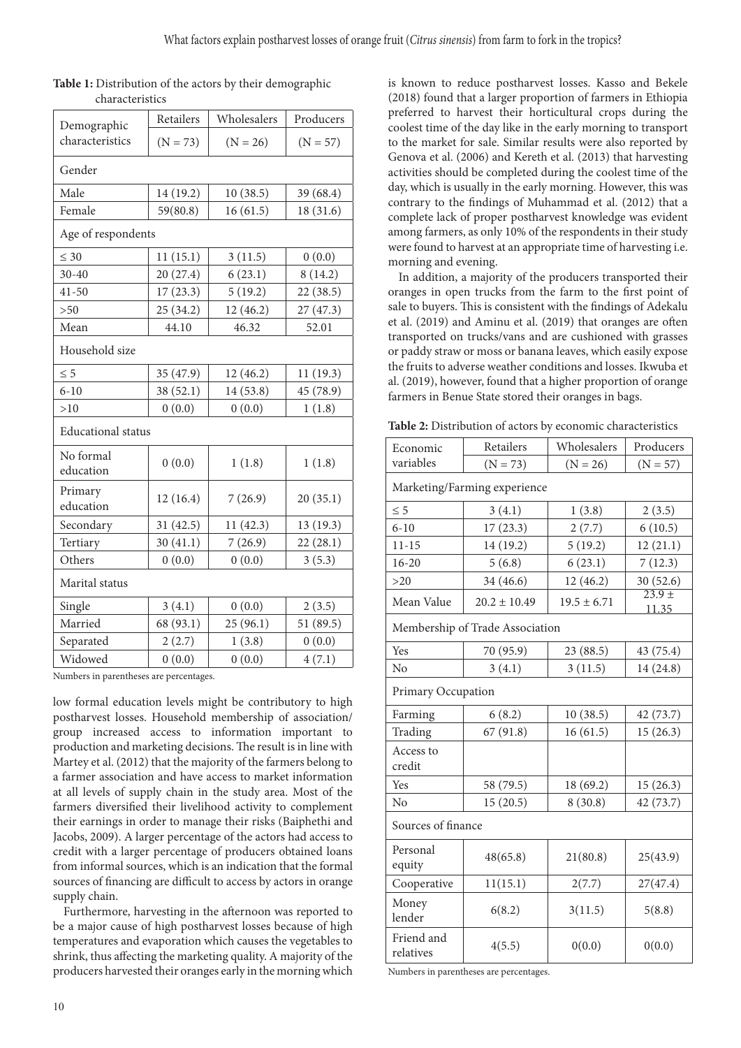**Table 1:** Distribution of the actors by their demographic characteristics

| Demographic characteristics | Retailers (N = 73) | Wholesalers (N = 26) | Producers (N = 57) |
|---|---|---|---|
| Gender | | | |
| Male | 14 (19.2) | 10 (38.5) | 39 (68.4) |
| Female | 59(80.8) | 16 (61.5) | 18 (31.6) |
| Age of respondents | | | |
| ≤ 30 | 11 (15.1) | 3 (11.5) | 0 (0.0) |
| 30-40 | 20 (27.4) | 6 (23.1) | 8 (14.2) |
| 41-50 | 17 (23.3) | 5 (19.2) | 22 (38.5) |
| >50 | 25 (34.2) | 12 (46.2) | 27 (47.3) |
| Mean | 44.10 | 46.32 | 52.01 |
| Household size | | | |
| ≤ 5 | 35 (47.9) | 12 (46.2) | 11 (19.3) |
| 6-10 | 38 (52.1) | 14 (53.8) | 45 (78.9) |
| >10 | 0 (0.0) | 0 (0.0) | 1 (1.8) |
| Educational status | | | |
| No formal education | 0 (0.0) | 1 (1.8) | 1 (1.8) |
| Primary education | 12 (16.4) | 7 (26.9) | 20 (35.1) |
| Secondary | 31 (42.5) | 11 (42.3) | 13 (19.3) |
| Tertiary | 30 (41.1) | 7 (26.9) | 22 (28.1) |
| Others | 0 (0.0) | 0 (0.0) | 3 (5.3) |
| Marital status | | | |
| Single | 3 (4.1) | 0 (0.0) | 2 (3.5) |
| Married | 68 (93.1) | 25 (96.1) | 51 (89.5) |
| Separated | 2 (2.7) | 1 (3.8) | 0 (0.0) |
| Widowed | 0 (0.0) | 0 (0.0) | 4 (7.1) |

Numbers in parentheses are percentages.

low formal education levels might be contributory to high postharvest losses. Household membership of association/group increased access to information important to production and marketing decisions. The result is in line with Martey et al. (2012) that the majority of the farmers belong to a farmer association and have access to market information at all levels of supply chain in the study area. Most of the farmers diversified their livelihood activity to complement their earnings in order to manage their risks (Baiphethi and Jacobs, 2009). A larger percentage of the actors had access to credit with a larger percentage of producers obtained loans from informal sources, which is an indication that the formal sources of financing are difficult to access by actors in orange supply chain.

Furthermore, harvesting in the afternoon was reported to be a major cause of high postharvest losses because of high temperatures and evaporation which causes the vegetables to shrink, thus affecting the marketing quality. A majority of the producers harvested their oranges early in the morning which is known to reduce postharvest losses. Kasso and Bekele (2018) found that a larger proportion of farmers in Ethiopia preferred to harvest their horticultural crops during the coolest time of the day like in the early morning to transport to the market for sale. Similar results were also reported by Genova et al. (2006) and Kereth et al. (2013) that harvesting activities should be completed during the coolest time of the day, which is usually in the early morning. However, this was contrary to the findings of Muhammad et al. (2012) that a complete lack of proper postharvest knowledge was evident among farmers, as only 10% of the respondents in their study were found to harvest at an appropriate time of harvesting i.e. morning and evening.

In addition, a majority of the producers transported their oranges in open trucks from the farm to the first point of sale to buyers. This is consistent with the findings of Adekalu et al. (2019) and Aminu et al. (2019) that oranges are often transported on trucks/vans and are cushioned with grasses or paddy straw or moss or banana leaves, which easily expose the fruits to adverse weather conditions and losses. Ikwuba et al. (2019), however, found that a higher proportion of orange farmers in Benue State stored their oranges in bags.

**Table 2:** Distribution of actors by economic characteristics

| Economic variables | Retailers (N = 73) | Wholesalers (N = 26) | Producers (N = 57) |
|---|---|---|---|
| Marketing/Farming experience | | | |
| ≤ 5 | 3 (4.1) | 1 (3.8) | 2 (3.5) |
| 6-10 | 17 (23.3) | 2 (7.7) | 6 (10.5) |
| 11-15 | 14 (19.2) | 5 (19.2) | 12 (21.1) |
| 16-20 | 5 (6.8) | 6 (23.1) | 7 (12.3) |
| >20 | 34 (46.6) | 12 (46.2) | 30 (52.6) |
| Mean Value | 20.2 ± 10.49 | 19.5 ± 6.71 | 23.9 ± 11.35 |
| Membership of Trade Association | | | |
| Yes | 70 (95.9) | 23 (88.5) | 43 (75.4) |
| No | 3 (4.1) | 3 (11.5) | 14 (24.8) |
| Primary Occupation | | | |
| Farming | 6 (8.2) | 10 (38.5) | 42 (73.7) |
| Trading | 67 (91.8) | 16 (61.5) | 15 (26.3) |
| Access to credit | | | |
| Yes | 58 (79.5) | 18 (69.2) | 15 (26.3) |
| No | 15 (20.5) | 8 (30.8) | 42 (73.7) |
| Sources of finance | | | |
| Personal equity | 48(65.8) | 21(80.8) | 25(43.9) |
| Cooperative | 11(15.1) | 2(7.7) | 27(47.4) |
| Money lender | 6(8.2) | 3(11.5) | 5(8.8) |
| Friend and relatives | 4(5.5) | 0(0.0) | 0(0.0) |

Numbers in parentheses are percentages.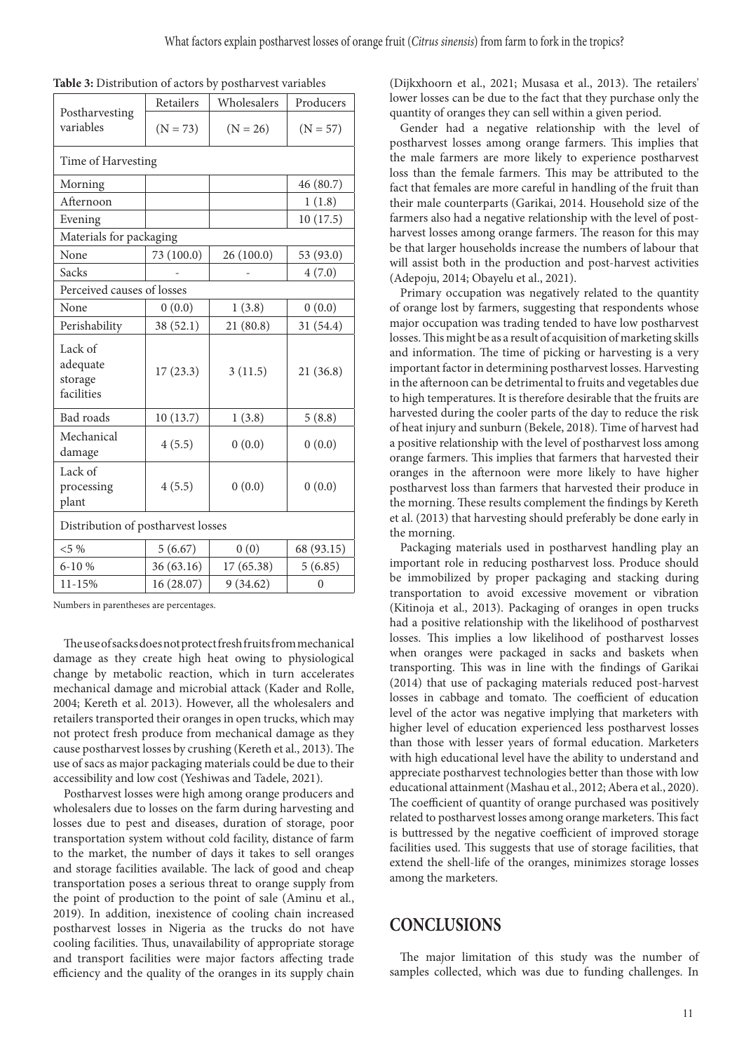**Table 3:** Distribution of actors by postharvest variables

| Postharvesting variables | Retailers (N = 73) | Wholesalers (N = 26) | Producers (N = 57) |
|---|---|---|---|
| Time of Harvesting | | | |
| Morning | | | 46 (80.7) |
| Afternoon | | | 1 (1.8) |
| Evening | | | 10 (17.5) |
| Materials for packaging | | | |
| None | 73 (100.0) | 26 (100.0) | 53 (93.0) |
| Sacks | - | - | 4 (7.0) |
| Perceived causes of losses | | | |
| None | 0 (0.0) | 1 (3.8) | 0 (0.0) |
| Perishability | 38 (52.1) | 21 (80.8) | 31 (54.4) |
| Lack of adequate storage facilities | 17 (23.3) | 3 (11.5) | 21 (36.8) |
| Bad roads | 10 (13.7) | 1 (3.8) | 5 (8.8) |
| Mechanical damage | 4 (5.5) | 0 (0.0) | 0 (0.0) |
| Lack of processing plant | 4 (5.5) | 0 (0.0) | 0 (0.0) |
| Distribution of postharvest losses | | | |
| <5 % | 5 (6.67) | 0 (0) | 68 (93.15) |
| 6-10 % | 36 (63.16) | 17 (65.38) | 5 (6.85) |
| 11-15% | 16 (28.07) | 9 (34.62) | 0 |

Numbers in parentheses are percentages.

The use of sacks does not protect fresh fruits from mechanical damage as they create high heat owing to physiological change by metabolic reaction, which in turn accelerates mechanical damage and microbial attack (Kader and Rolle, 2004; Kereth et al. 2013). However, all the wholesalers and retailers transported their oranges in open trucks, which may not protect fresh produce from mechanical damage as they cause postharvest losses by crushing (Kereth et al., 2013). The use of sacs as major packaging materials could be due to their accessibility and low cost (Yeshiwas and Tadele, 2021).

Postharvest losses were high among orange producers and wholesalers due to losses on the farm during harvesting and losses due to pest and diseases, duration of storage, poor transportation system without cold facility, distance of farm to the market, the number of days it takes to sell oranges and storage facilities available. The lack of good and cheap transportation poses a serious threat to orange supply from the point of production to the point of sale (Aminu et al., 2019). In addition, inexistence of cooling chain increased postharvest losses in Nigeria as the trucks do not have cooling facilities. Thus, unavailability of appropriate storage and transport facilities were major factors affecting trade efficiency and the quality of the oranges in its supply chain (Dijkxhoorn et al., 2021; Musasa et al., 2013). The retailers' lower losses can be due to the fact that they purchase only the quantity of oranges they can sell within a given period.

Gender had a negative relationship with the level of postharvest losses among orange farmers. This implies that the male farmers are more likely to experience postharvest loss than the female farmers. This may be attributed to the fact that females are more careful in handling of the fruit than their male counterparts (Garikai, 2014. Household size of the farmers also had a negative relationship with the level of post-harvest losses among orange farmers. The reason for this may be that larger households increase the numbers of labour that will assist both in the production and post-harvest activities (Adepoju, 2014; Obayelu et al., 2021).

Primary occupation was negatively related to the quantity of orange lost by farmers, suggesting that respondents whose major occupation was trading tended to have low postharvest losses. This might be as a result of acquisition of marketing skills and information. The time of picking or harvesting is a very important factor in determining postharvest losses. Harvesting in the afternoon can be detrimental to fruits and vegetables due to high temperatures. It is therefore desirable that the fruits are harvested during the cooler parts of the day to reduce the risk of heat injury and sunburn (Bekele, 2018). Time of harvest had a positive relationship with the level of postharvest loss among orange farmers. This implies that farmers that harvested their oranges in the afternoon were more likely to have higher postharvest loss than farmers that harvested their produce in the morning. These results complement the findings by Kereth et al. (2013) that harvesting should preferably be done early in the morning.

Packaging materials used in postharvest handling play an important role in reducing postharvest loss. Produce should be immobilized by proper packaging and stacking during transportation to avoid excessive movement or vibration (Kitinoja et al., 2013). Packaging of oranges in open trucks had a positive relationship with the likelihood of postharvest losses. This implies a low likelihood of postharvest losses when oranges were packaged in sacks and baskets when transporting. This was in line with the findings of Garikai (2014) that use of packaging materials reduced post-harvest losses in cabbage and tomato. The coefficient of education level of the actor was negative implying that marketers with higher level of education experienced less postharvest losses than those with lesser years of formal education. Marketers with high educational level have the ability to understand and appreciate postharvest technologies better than those with low educational attainment (Mashau et al., 2012; Abera et al., 2020). The coefficient of quantity of orange purchased was positively related to postharvest losses among orange marketers. This fact is buttressed by the negative coefficient of improved storage facilities used. This suggests that use of storage facilities, that extend the shell-life of the oranges, minimizes storage losses among the marketers.

## CONCLUSIONS

The major limitation of this study was the number of samples collected, which was due to funding challenges. In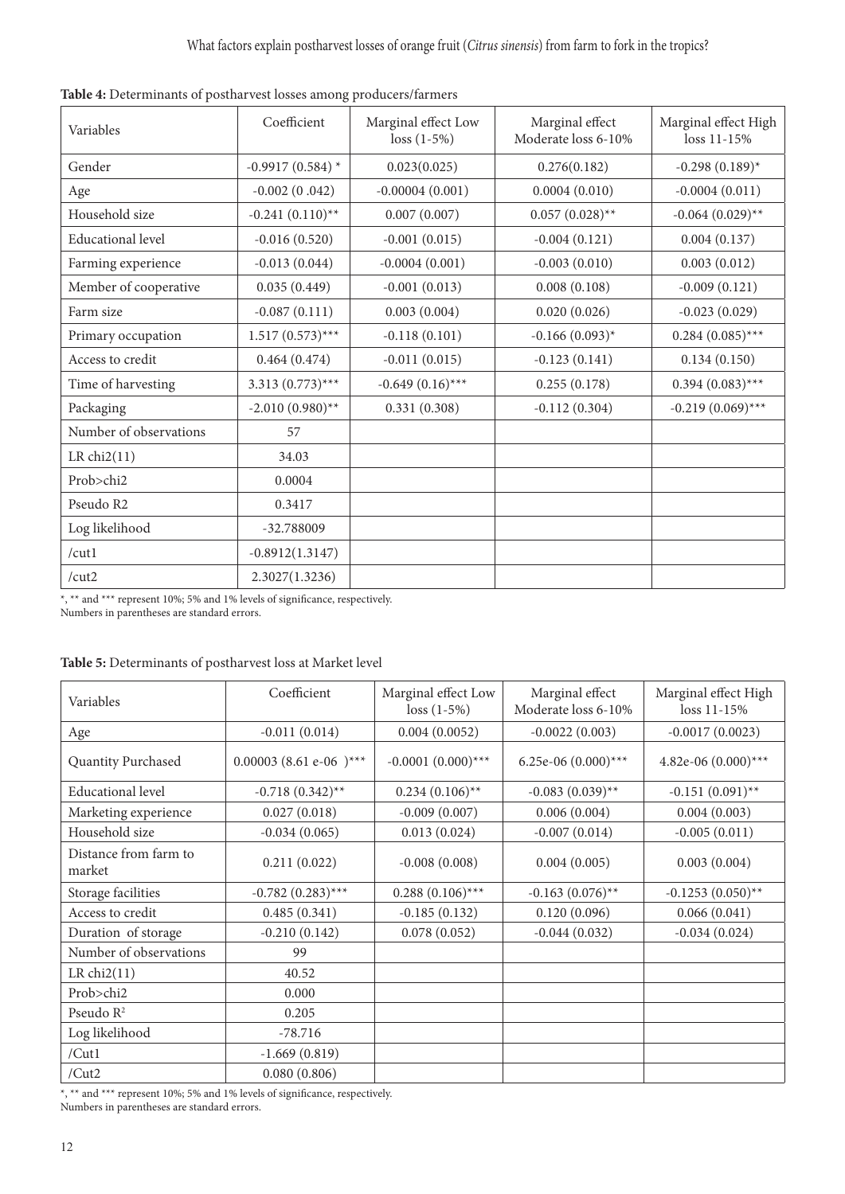**Table 4:** Determinants of postharvest losses among producers/farmers

| Variables | Coefficient | Marginal effect Low loss (1-5%) | Marginal effect Moderate loss 6-10% | Marginal effect High loss 11-15% |
|---|---|---|---|---|
| Gender | -0.9917 (0.584) * | 0.023(0.025) | 0.276(0.182) | -0.298 (0.189)* |
| Age | -0.002 (0 .042) | -0.00004 (0.001) | 0.0004 (0.010) | -0.0004 (0.011) |
| Household size | -0.241 (0.110)** | 0.007 (0.007) | 0.057 (0.028)** | -0.064 (0.029)** |
| Educational level | -0.016 (0.520) | -0.001 (0.015) | -0.004 (0.121) | 0.004 (0.137) |
| Farming experience | -0.013 (0.044) | -0.0004 (0.001) | -0.003 (0.010) | 0.003 (0.012) |
| Member of cooperative | 0.035 (0.449) | -0.001 (0.013) | 0.008 (0.108) | -0.009 (0.121) |
| Farm size | -0.087 (0.111) | 0.003 (0.004) | 0.020 (0.026) | -0.023 (0.029) |
| Primary occupation | 1.517 (0.573)*** | -0.118 (0.101) | -0.166 (0.093)* | 0.284 (0.085)*** |
| Access to credit | 0.464 (0.474) | -0.011 (0.015) | -0.123 (0.141) | 0.134 (0.150) |
| Time of harvesting | 3.313 (0.773)*** | -0.649 (0.16)*** | 0.255 (0.178) | 0.394 (0.083)*** |
| Packaging | -2.010 (0.980)** | 0.331 (0.308) | -0.112 (0.304) | -0.219 (0.069)*** |
| Number of observations | 57 | | | |
| LR chi2(11) | 34.03 | | | |
| Prob>chi2 | 0.0004 | | | |
| Pseudo R2 | 0.3417 | | | |
| Log likelihood | -32.788009 | | | |
| /cut1 | -0.8912(1.3147) | | | |
| /cut2 | 2.3027(1.3236) | | | |

*, ** and *** represent 10%; 5% and 1% levels of significance, respectively.
Numbers in parentheses are standard errors.

**Table 5:** Determinants of postharvest loss at Market level

| Variables | Coefficient | Marginal effect Low loss (1-5%) | Marginal effect Moderate loss 6-10% | Marginal effect High loss 11-15% |
|---|---|---|---|---|
| Age | -0.011 (0.014) | 0.004 (0.0052) | -0.0022 (0.003) | -0.0017 (0.0023) |
| Quantity Purchased | 0.00003 (8.61 e-06 )*** | -0.0001 (0.000)*** | 6.25e-06 (0.000)*** | 4.82e-06 (0.000)*** |
| Educational level | -0.718 (0.342)** | 0.234 (0.106)** | -0.083 (0.039)** | -0.151 (0.091)** |
| Marketing experience | 0.027 (0.018) | -0.009 (0.007) | 0.006 (0.004) | 0.004 (0.003) |
| Household size | -0.034 (0.065) | 0.013 (0.024) | -0.007 (0.014) | -0.005 (0.011) |
| Distance from farm to market | 0.211 (0.022) | -0.008 (0.008) | 0.004 (0.005) | 0.003 (0.004) |
| Storage facilities | -0.782 (0.283)*** | 0.288 (0.106)*** | -0.163 (0.076)** | -0.1253 (0.050)** |
| Access to credit | 0.485 (0.341) | -0.185 (0.132) | 0.120 (0.096) | 0.066 (0.041) |
| Duration of storage | -0.210 (0.142) | 0.078 (0.052) | -0.044 (0.032) | -0.034 (0.024) |
| Number of observations | 99 | | | |
| LR chi2(11) | 40.52 | | | |
| Prob>chi2 | 0.000 | | | |
| Pseudo $R^2$ | 0.205 | | | |
| Log likelihood | -78.716 | | | |
| /Cut1 | -1.669 (0.819) | | | |
| /Cut2 | 0.080 (0.806) | | | |

*, ** and *** represent 10%; 5% and 1% levels of significance, respectively.
Numbers in parentheses are standard errors.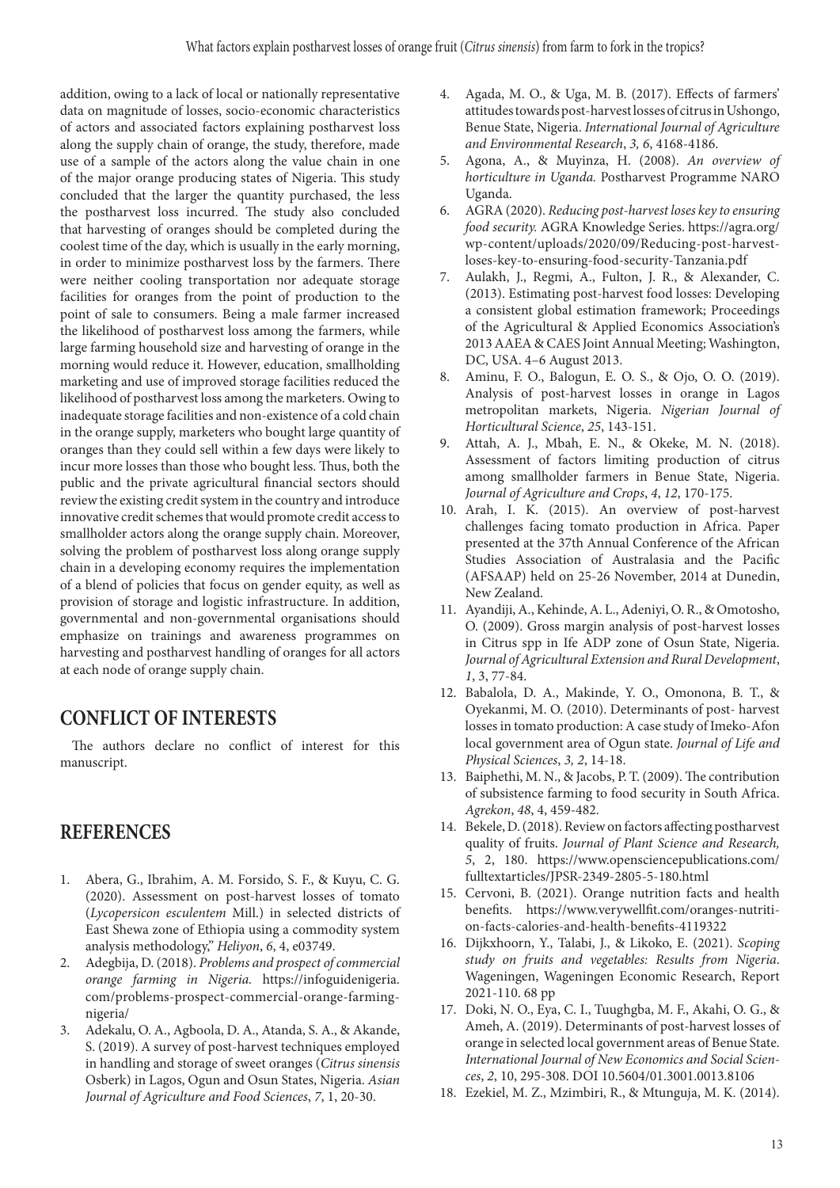addition, owing to a lack of local or nationally representative data on magnitude of losses, socio-economic characteristics of actors and associated factors explaining postharvest loss along the supply chain of orange, the study, therefore, made use of a sample of the actors along the value chain in one of the major orange producing states of Nigeria. This study concluded that the larger the quantity purchased, the less the postharvest loss incurred. The study also concluded that harvesting of oranges should be completed during the coolest time of the day, which is usually in the early morning, in order to minimize postharvest loss by the farmers. There were neither cooling transportation nor adequate storage facilities for oranges from the point of production to the point of sale to consumers. Being a male farmer increased the likelihood of postharvest loss among the farmers, while large farming household size and harvesting of orange in the morning would reduce it. However, education, smallholding marketing and use of improved storage facilities reduced the likelihood of postharvest loss among the marketers. Owing to inadequate storage facilities and non-existence of a cold chain in the orange supply, marketers who bought large quantity of oranges than they could sell within a few days were likely to incur more losses than those who bought less. Thus, both the public and the private agricultural financial sectors should review the existing credit system in the country and introduce innovative credit schemes that would promote credit access to smallholder actors along the orange supply chain. Moreover, solving the problem of postharvest loss along orange supply chain in a developing economy requires the implementation of a blend of policies that focus on gender equity, as well as provision of storage and logistic infrastructure. In addition, governmental and non-governmental organisations should emphasize on trainings and awareness programmes on harvesting and postharvest handling of oranges for all actors at each node of orange supply chain.

## CONFLICT OF INTERESTS

The authors declare no conflict of interest for this manuscript.

## REFERENCES

1. Abera, G., Ibrahim, A. M. Forsido, S. F., & Kuyu, C. G. (2020). Assessment on post-harvest losses of tomato (*Lycopersicon esculentem* Mill.) in selected districts of East Shewa zone of Ethiopia using a commodity system analysis methodology," *Heliyon*, *6*, 4, e03749.
2. Adegbija, D. (2018). *Problems and prospect of commercial orange farming in Nigeria.* https://infoguidenigeria.com/problems-prospect-commercial-orange-farming-nigeria/
3. Adekalu, O. A., Agboola, D. A., Atanda, S. A., & Akande, S. (2019). A survey of post-harvest techniques employed in handling and storage of sweet oranges (*Citrus sinensis* Osberk) in Lagos, Ogun and Osun States, Nigeria. *Asian Journal of Agriculture and Food Sciences*, *7*, 1, 20-30.
4. Agada, M. O., & Uga, M. B. (2017). Effects of farmers' attitudes towards post-harvest losses of citrus in Ushongo, Benue State, Nigeria. *International Journal of Agriculture and Environmental Research*, *3, 6*, 4168-4186.
5. Agona, A., & Muyinza, H. (2008). *An overview of horticulture in Uganda.* Postharvest Programme NARO Uganda.
6. AGRA (2020). *Reducing post-harvest loses key to ensuring food security.* AGRA Knowledge Series. https://agra.org/wp-content/uploads/2020/09/Reducing-post-harvest-loses-key-to-ensuring-food-security-Tanzania.pdf
7. Aulakh, J., Regmi, A., Fulton, J. R., & Alexander, C. (2013). Estimating post-harvest food losses: Developing a consistent global estimation framework; Proceedings of the Agricultural & Applied Economics Association's 2013 AAEA & CAES Joint Annual Meeting; Washington, DC, USA. 4–6 August 2013.
8. Aminu, F. O., Balogun, E. O. S., & Ojo, O. O. (2019). Analysis of post-harvest losses in orange in Lagos metropolitan markets, Nigeria. *Nigerian Journal of Horticultural Science*, *25*, 143-151.
9. Attah, A. J., Mbah, E. N., & Okeke, M. N. (2018). Assessment of factors limiting production of citrus among smallholder farmers in Benue State, Nigeria. *Journal of Agriculture and Crops*, *4*, *12*, 170-175.
10. Arah, I. K. (2015). An overview of post-harvest challenges facing tomato production in Africa. Paper presented at the 37th Annual Conference of the African Studies Association of Australasia and the Pacific (AFSAAP) held on 25-26 November, 2014 at Dunedin, New Zealand.
11. Ayandiji, A., Kehinde, A. L., Adeniyi, O. R., & Omotosho, O. (2009). Gross margin analysis of post-harvest losses in Citrus spp in Ife ADP zone of Osun State, Nigeria. *Journal of Agricultural Extension and Rural Development*, *1*, 3, 77-84.
12. Babalola, D. A., Makinde, Y. O., Omonona, B. T., & Oyekanmi, M. O. (2010). Determinants of post- harvest losses in tomato production: A case study of Imeko-Afon local government area of Ogun state. *Journal of Life and Physical Sciences*, *3, 2*, 14-18.
13. Baiphethi, M. N., & Jacobs, P. T. (2009). The contribution of subsistence farming to food security in South Africa. *Agrekon*, *48*, 4, 459-482.
14. Bekele, D. (2018). Review on factors affecting postharvest quality of fruits. *Journal of Plant Science and Research, 5*, 2, 180. https://www.opensciencepublications.com/fulltextarticles/JPSR-2349-2805-5-180.html
15. Cervoni, B. (2021). Orange nutrition facts and health benefits. https://www.verywellfit.com/oranges-nutrition-facts-calories-and-health-benefits-4119322
16. Dijkxhoorn, Y., Talabi, J., & Likoko, E. (2021). *Scoping study on fruits and vegetables: Results from Nigeria*. Wageningen, Wageningen Economic Research, Report 2021-110. 68 pp
17. Doki, N. O., Eya, C. I., Tuughgba, M. F., Akahi, O. G., & Ameh, A. (2019). Determinants of post-harvest losses of orange in selected local government areas of Benue State. *International Journal of New Economics and Social Sciences*, *2*, 10, 295-308. DOI 10.5604/01.3001.0013.8106
18. Ezekiel, M. Z., Mzimbiri, R., & Mtunguja, M. K. (2014).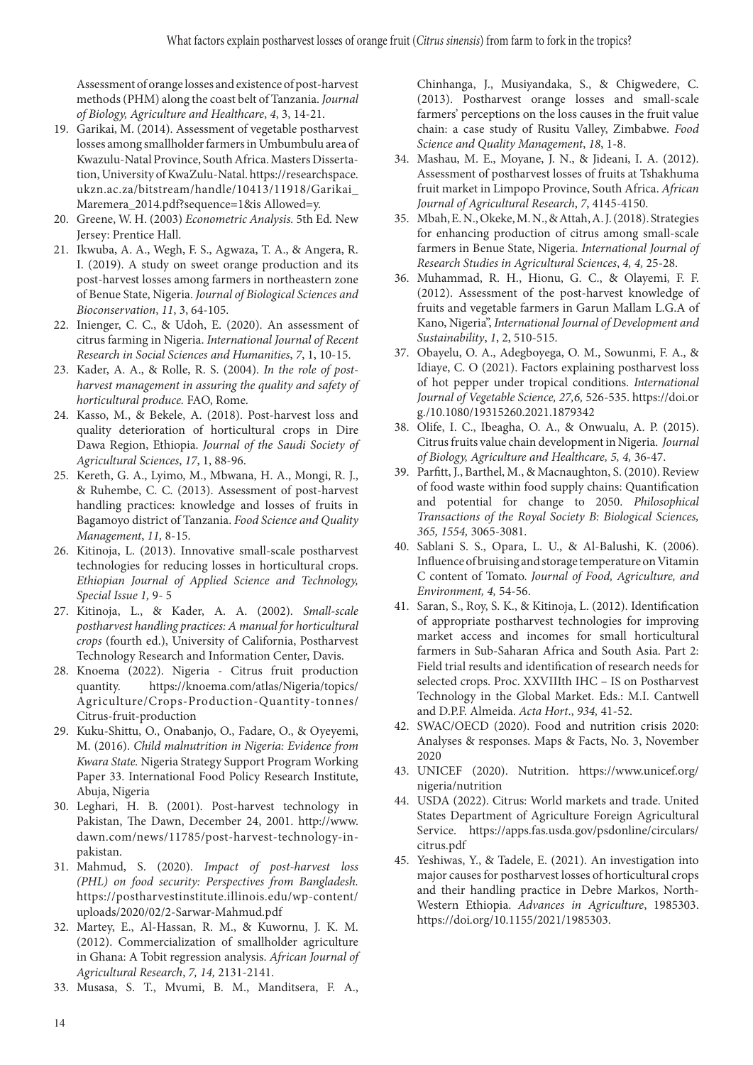Assessment of orange losses and existence of post-harvest methods (PHM) along the coast belt of Tanzania. *Journal of Biology, Agriculture and Healthcare*, *4*, 3, 14-21.

19. Garikai, M. (2014). Assessment of vegetable postharvest losses among smallholder farmers in Umbumbulu area of Kwazulu-Natal Province, South Africa. Masters Dissertation, University of KwaZulu-Natal. https://researchspace.ukzn.ac.za/bitstream/handle/10413/11918/Garikai_Maremera_2014.pdf?sequence=1&is Allowed=y.
20. Greene, W. H. (2003) *Econometric Analysis.* 5th Ed. New Jersey: Prentice Hall.
21. Ikwuba, A. A., Wegh, F. S., Agwaza, T. A., & Angera, R. I. (2019). A study on sweet orange production and its post-harvest losses among farmers in northeastern zone of Benue State, Nigeria. *Journal of Biological Sciences and Bioconservation*, *11*, 3, 64-105.
22. Inienger, C. C., & Udoh, E. (2020). An assessment of citrus farming in Nigeria. *International Journal of Recent Research in Social Sciences and Humanities*, *7*, 1, 10-15.
23. Kader, A. A., & Rolle, R. S. (2004). *In the role of post-harvest management in assuring the quality and safety of horticultural produce.* FAO, Rome.
24. Kasso, M., & Bekele, A. (2018). Post-harvest loss and quality deterioration of horticultural crops in Dire Dawa Region, Ethiopia. *Journal of the Saudi Society of Agricultural Sciences*, *17*, 1, 88-96.
25. Kereth, G. A., Lyimo, M., Mbwana, H. A., Mongi, R. J., & Ruhembe, C. C. (2013). Assessment of post-harvest handling practices: knowledge and losses of fruits in Bagamoyo district of Tanzania. *Food Science and Quality Management*, *11,* 8-15.
26. Kitinoja, L. (2013). Innovative small-scale postharvest technologies for reducing losses in horticultural crops. *Ethiopian Journal of Applied Science and Technology, Special Issue 1,* 9- 5
27. Kitinoja, L., & Kader, A. A. (2002). *Small-scale postharvest handling practices: A manual for horticultural crops* (fourth ed.), University of California, Postharvest Technology Research and Information Center, Davis.
28. Knoema (2022). Nigeria - Citrus fruit production quantity. https://knoema.com/atlas/Nigeria/topics/Agriculture/Crops-Production-Quantity-tonnes/Citrus-fruit-production
29. Kuku-Shittu, O., Onabanjo, O., Fadare, O., & Oyeyemi, M. (2016). *Child malnutrition in Nigeria: Evidence from Kwara State.* Nigeria Strategy Support Program Working Paper 33. International Food Policy Research Institute, Abuja, Nigeria
30. Leghari, H. B. (2001). Post-harvest technology in Pakistan, The Dawn, December 24, 2001. http://www.dawn.com/news/11785/post-harvest-technology-in-pakistan.
31. Mahmud, S. (2020). *Impact of post-harvest loss (PHL) on food security: Perspectives from Bangladesh.* https://postharvestinstitute.illinois.edu/wp-content/uploads/2020/02/2-Sarwar-Mahmud.pdf
32. Martey, E., Al-Hassan, R. M., & Kuwornu, J. K. M. (2012). Commercialization of smallholder agriculture in Ghana: A Tobit regression analysis. *African Journal of Agricultural Research*, *7, 14,* 2131-2141.
33. Musasa, S. T., Mvumi, B. M., Manditsera, F. A., Chinhanga, J., Musiyandaka, S., & Chigwedere, C. (2013). Postharvest orange losses and small-scale farmers' perceptions on the loss causes in the fruit value chain: a case study of Rusitu Valley, Zimbabwe. *Food Science and Quality Management*, *18*, 1-8.
34. Mashau, M. E., Moyane, J. N., & Jideani, I. A. (2012). Assessment of postharvest losses of fruits at Tshakhuma fruit market in Limpopo Province, South Africa. *African Journal of Agricultural Research*, *7*, 4145-4150.
35. Mbah, E. N., Okeke, M. N., & Attah, A. J. (2018). Strategies for enhancing production of citrus among small-scale farmers in Benue State, Nigeria. *International Journal of Research Studies in Agricultural Sciences*, *4, 4,* 25-28.
36. Muhammad, R. H., Hionu, G. C., & Olayemi, F. F. (2012). Assessment of the post-harvest knowledge of fruits and vegetable farmers in Garun Mallam L.G.A of Kano, Nigeria", *International Journal of Development and Sustainability*, *1*, 2, 510-515.
37. Obayelu, O. A., Adegboyega, O. M., Sowunmi, F. A., & Idiaye, C. O (2021). Factors explaining postharvest loss of hot pepper under tropical conditions. *International Journal of Vegetable Science, 27,6,* 526-535. https://doi.org./10.1080/19315260.2021.1879342
38. Olife, I. C., Ibeagha, O. A., & Onwualu, A. P. (2015). Citrus fruits value chain development in Nigeria. *Journal of Biology, Agriculture and Healthcare, 5, 4,* 36-47.
39. Parfitt, J., Barthel, M., & Macnaughton, S. (2010). Review of food waste within food supply chains: Quantification and potential for change to 2050. *Philosophical Transactions of the Royal Society B: Biological Sciences, 365, 1554,* 3065-3081.
40. Sablani S. S., Opara, L. U., & Al-Balushi, K. (2006). Influence of bruising and storage temperature on Vitamin C content of Tomato. *Journal of Food, Agriculture, and Environment, 4,* 54-56.
41. Saran, S., Roy, S. K., & Kitinoja, L. (2012). Identification of appropriate postharvest technologies for improving market access and incomes for small horticultural farmers in Sub-Saharan Africa and South Asia. Part 2: Field trial results and identification of research needs for selected crops. Proc. XXVIIIth IHC – IS on Postharvest Technology in the Global Market. Eds.: M.I. Cantwell and D.P.F. Almeida. *Acta Hort*., *934,* 41-52.
42. SWAC/OECD (2020). Food and nutrition crisis 2020: Analyses & responses. Maps & Facts, No. 3, November 2020
43. UNICEF (2020). Nutrition. https://www.unicef.org/nigeria/nutrition
44. USDA (2022). Citrus: World markets and trade. United States Department of Agriculture Foreign Agricultural Service. https://apps.fas.usda.gov/psdonline/circulars/citrus.pdf
45. Yeshiwas, Y., & Tadele, E. (2021). An investigation into major causes for postharvest losses of horticultural crops and their handling practice in Debre Markos, North-Western Ethiopia. *Advances in Agriculture*, 1985303. https://doi.org/10.1155/2021/1985303.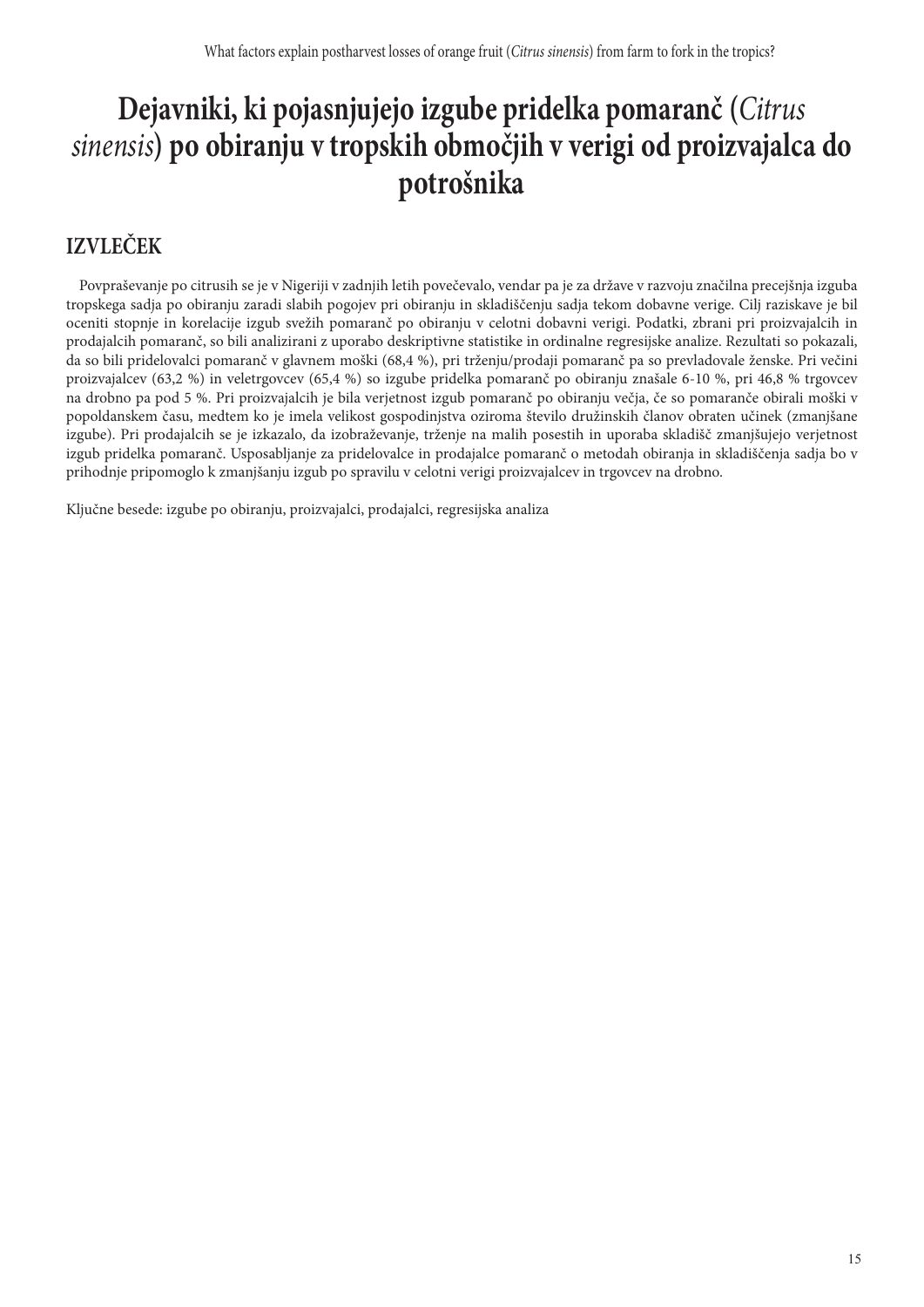# Dejavniki, ki pojasnjujejo izgube pridelka pomaranč (*Citrus sinensis*) po obiranju v tropskih območjih v verigi od proizvajalca do potrošnika

## IZVLEČEK

Povpraševanje po citrusih se je v Nigeriji v zadnjih letih povečevalo, vendar pa je za države v razvoju značilna precejšnja izguba tropskega sadja po obiranju zaradi slabih pogojev pri obiranju in skladiščenju sadja tekom dobavne verige. Cilj raziskave je bil oceniti stopnje in korelacije izgub svežih pomaranč po obiranju v celotni dobavni verigi. Podatki, zbrani pri proizvajalcih in prodajalcih pomaranč, so bili analizirani z uporabo deskriptivne statistike in ordinalne regresijske analize. Rezultati so pokazali, da so bili pridelovalci pomaranč v glavnem moški (68,4 %), pri trženju/prodaji pomaranč pa so prevladovale ženske. Pri večini proizvajalcev (63,2 %) in veletrgovcev (65,4 %) so izgube pridelka pomaranč po obiranju znašale 6-10 %, pri 46,8 % trgovcev na drobno pa pod 5 %. Pri proizvajalcih je bila verjetnost izgub pomaranč po obiranju večja, če so pomaranče obirali moški v popoldanskem času, medtem ko je imela velikost gospodinjstva oziroma število družinskih članov obraten učinek (zmanjšane izgube). Pri prodajalcih se je izkazalo, da izobraževanje, trženje na malih posestih in uporaba skladišč zmanjšujejo verjetnost izgub pridelka pomaranč. Usposabljanje za pridelovalce in prodajalce pomaranč o metodah obiranja in skladiščenja sadja bo v prihodnje pripomoglo k zmanjšanju izgub po spravilu v celotni verigi proizvajalcev in trgovcev na drobno.

Ključne besede: izgube po obiranju, proizvajalci, prodajalci, regresijska analiza